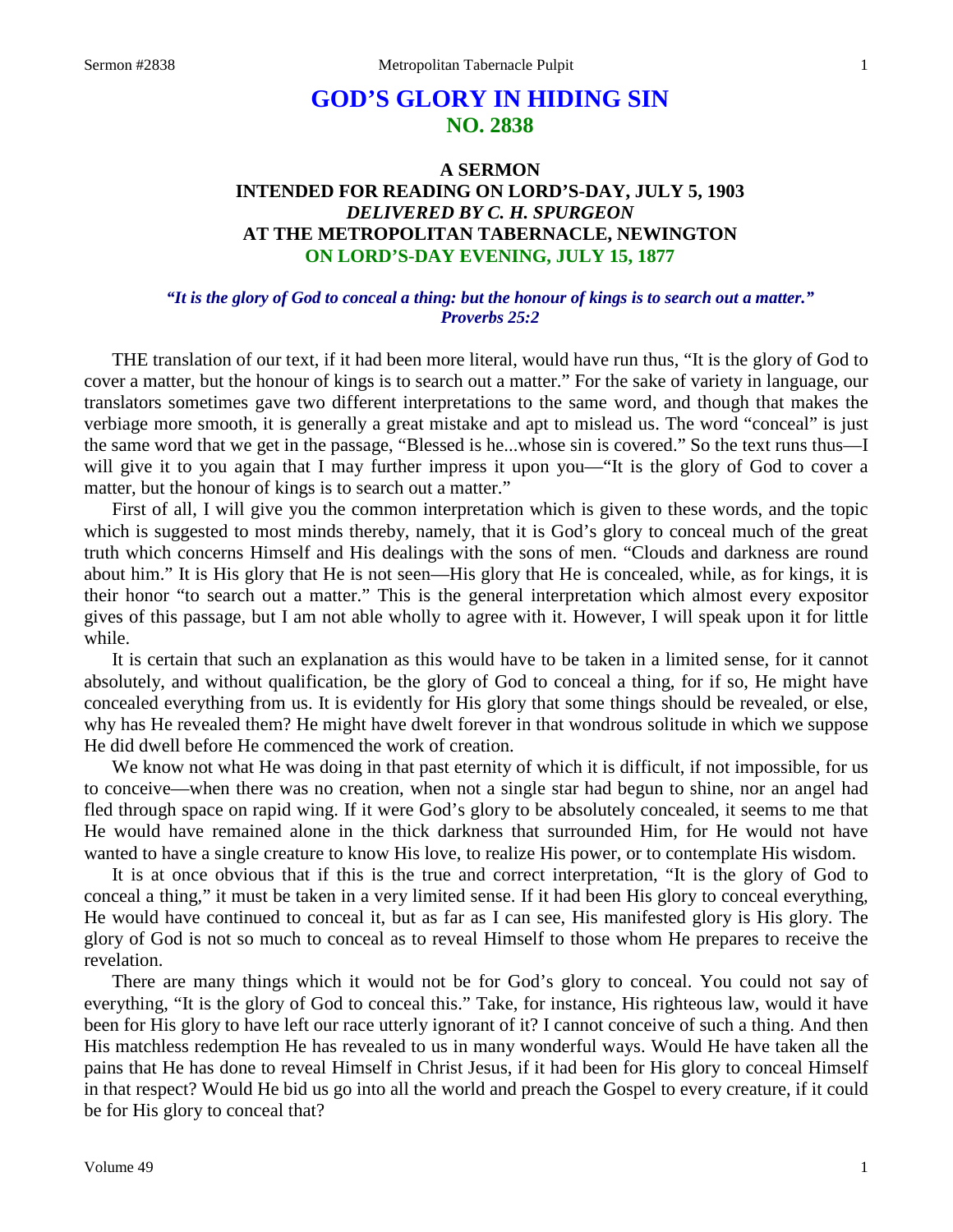# GOD'S GLORY IN HIDING SIN
## NO. 2838

### A SERMON
### INTENDED FOR READING ON LORD'S-DAY, JULY 5, 1903
### *DELIVERED BY C. H. SPURGEON*
### AT THE METROPOLITAN TABERNACLE, NEWINGTON
### ON LORD'S-DAY EVENING, JULY 15, 1877

*"It is the glory of God to conceal a thing: but the honour of kings is to search out a matter." Proverbs 25:2*

THE translation of our text, if it had been more literal, would have run thus, "It is the glory of God to cover a matter, but the honour of kings is to search out a matter." For the sake of variety in language, our translators sometimes gave two different interpretations to the same word, and though that makes the verbiage more smooth, it is generally a great mistake and apt to mislead us. The word "conceal" is just the same word that we get in the passage, "Blessed is he...whose sin is covered." So the text runs thus—I will give it to you again that I may further impress it upon you—"It is the glory of God to cover a matter, but the honour of kings is to search out a matter."

First of all, I will give you the common interpretation which is given to these words, and the topic which is suggested to most minds thereby, namely, that it is God's glory to conceal much of the great truth which concerns Himself and His dealings with the sons of men. "Clouds and darkness are round about him." It is His glory that He is not seen—His glory that He is concealed, while, as for kings, it is their honor "to search out a matter." This is the general interpretation which almost every expositor gives of this passage, but I am not able wholly to agree with it. However, I will speak upon it for little while.

It is certain that such an explanation as this would have to be taken in a limited sense, for it cannot absolutely, and without qualification, be the glory of God to conceal a thing, for if so, He might have concealed everything from us. It is evidently for His glory that some things should be revealed, or else, why has He revealed them? He might have dwelt forever in that wondrous solitude in which we suppose He did dwell before He commenced the work of creation.

We know not what He was doing in that past eternity of which it is difficult, if not impossible, for us to conceive—when there was no creation, when not a single star had begun to shine, nor an angel had fled through space on rapid wing. If it were God's glory to be absolutely concealed, it seems to me that He would have remained alone in the thick darkness that surrounded Him, for He would not have wanted to have a single creature to know His love, to realize His power, or to contemplate His wisdom.

It is at once obvious that if this is the true and correct interpretation, "It is the glory of God to conceal a thing," it must be taken in a very limited sense. If it had been His glory to conceal everything, He would have continued to conceal it, but as far as I can see, His manifested glory is His glory. The glory of God is not so much to conceal as to reveal Himself to those whom He prepares to receive the revelation.

There are many things which it would not be for God's glory to conceal. You could not say of everything, "It is the glory of God to conceal this." Take, for instance, His righteous law, would it have been for His glory to have left our race utterly ignorant of it? I cannot conceive of such a thing. And then His matchless redemption He has revealed to us in many wonderful ways. Would He have taken all the pains that He has done to reveal Himself in Christ Jesus, if it had been for His glory to conceal Himself in that respect? Would He bid us go into all the world and preach the Gospel to every creature, if it could be for His glory to conceal that?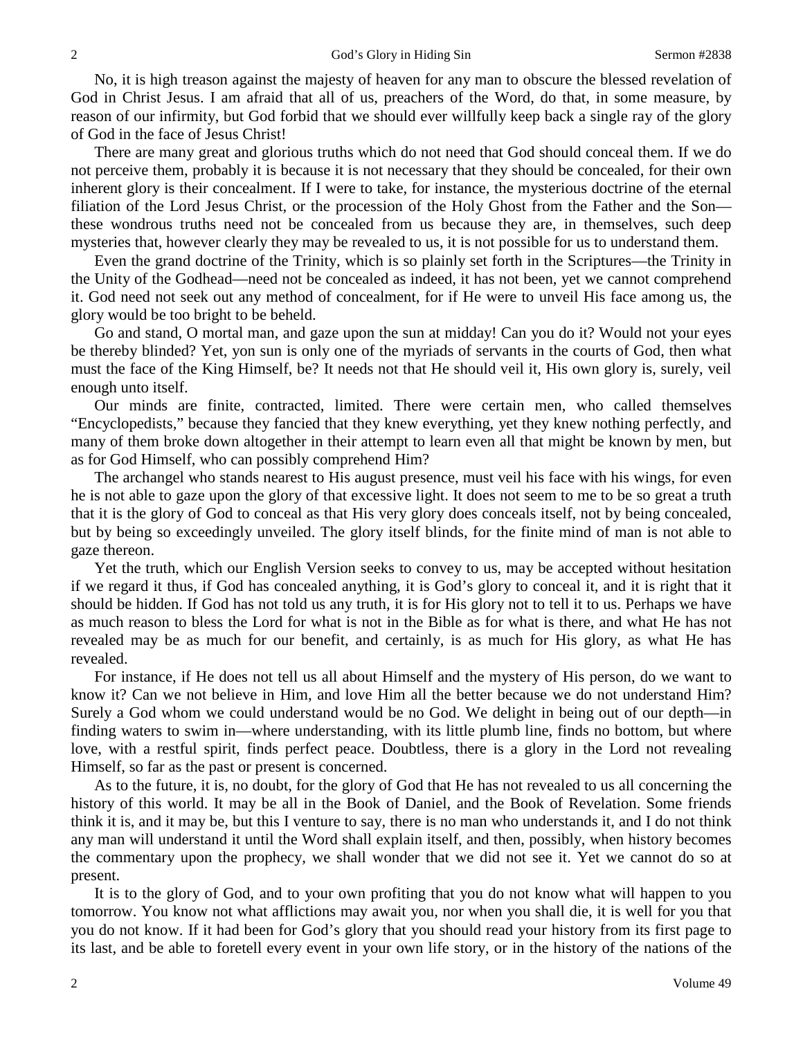No, it is high treason against the majesty of heaven for any man to obscure the blessed revelation of God in Christ Jesus. I am afraid that all of us, preachers of the Word, do that, in some measure, by reason of our infirmity, but God forbid that we should ever willfully keep back a single ray of the glory of God in the face of Jesus Christ!

There are many great and glorious truths which do not need that God should conceal them. If we do not perceive them, probably it is because it is not necessary that they should be concealed, for their own inherent glory is their concealment. If I were to take, for instance, the mysterious doctrine of the eternal filiation of the Lord Jesus Christ, or the procession of the Holy Ghost from the Father and the Son—these wondrous truths need not be concealed from us because they are, in themselves, such deep mysteries that, however clearly they may be revealed to us, it is not possible for us to understand them.

Even the grand doctrine of the Trinity, which is so plainly set forth in the Scriptures—the Trinity in the Unity of the Godhead—need not be concealed as indeed, it has not been, yet we cannot comprehend it. God need not seek out any method of concealment, for if He were to unveil His face among us, the glory would be too bright to be beheld.

Go and stand, O mortal man, and gaze upon the sun at midday! Can you do it? Would not your eyes be thereby blinded? Yet, yon sun is only one of the myriads of servants in the courts of God, then what must the face of the King Himself, be? It needs not that He should veil it, His own glory is, surely, veil enough unto itself.

Our minds are finite, contracted, limited. There were certain men, who called themselves "Encyclopedists," because they fancied that they knew everything, yet they knew nothing perfectly, and many of them broke down altogether in their attempt to learn even all that might be known by men, but as for God Himself, who can possibly comprehend Him?

The archangel who stands nearest to His august presence, must veil his face with his wings, for even he is not able to gaze upon the glory of that excessive light. It does not seem to me to be so great a truth that it is the glory of God to conceal as that His very glory does conceals itself, not by being concealed, but by being so exceedingly unveiled. The glory itself blinds, for the finite mind of man is not able to gaze thereon.

Yet the truth, which our English Version seeks to convey to us, may be accepted without hesitation if we regard it thus, if God has concealed anything, it is God's glory to conceal it, and it is right that it should be hidden. If God has not told us any truth, it is for His glory not to tell it to us. Perhaps we have as much reason to bless the Lord for what is not in the Bible as for what is there, and what He has not revealed may be as much for our benefit, and certainly, is as much for His glory, as what He has revealed.

For instance, if He does not tell us all about Himself and the mystery of His person, do we want to know it? Can we not believe in Him, and love Him all the better because we do not understand Him? Surely a God whom we could understand would be no God. We delight in being out of our depth—in finding waters to swim in—where understanding, with its little plumb line, finds no bottom, but where love, with a restful spirit, finds perfect peace. Doubtless, there is a glory in the Lord not revealing Himself, so far as the past or present is concerned.

As to the future, it is, no doubt, for the glory of God that He has not revealed to us all concerning the history of this world. It may be all in the Book of Daniel, and the Book of Revelation. Some friends think it is, and it may be, but this I venture to say, there is no man who understands it, and I do not think any man will understand it until the Word shall explain itself, and then, possibly, when history becomes the commentary upon the prophecy, we shall wonder that we did not see it. Yet we cannot do so at present.

It is to the glory of God, and to your own profiting that you do not know what will happen to you tomorrow. You know not what afflictions may await you, nor when you shall die, it is well for you that you do not know. If it had been for God's glory that you should read your history from its first page to its last, and be able to foretell every event in your own life story, or in the history of the nations of the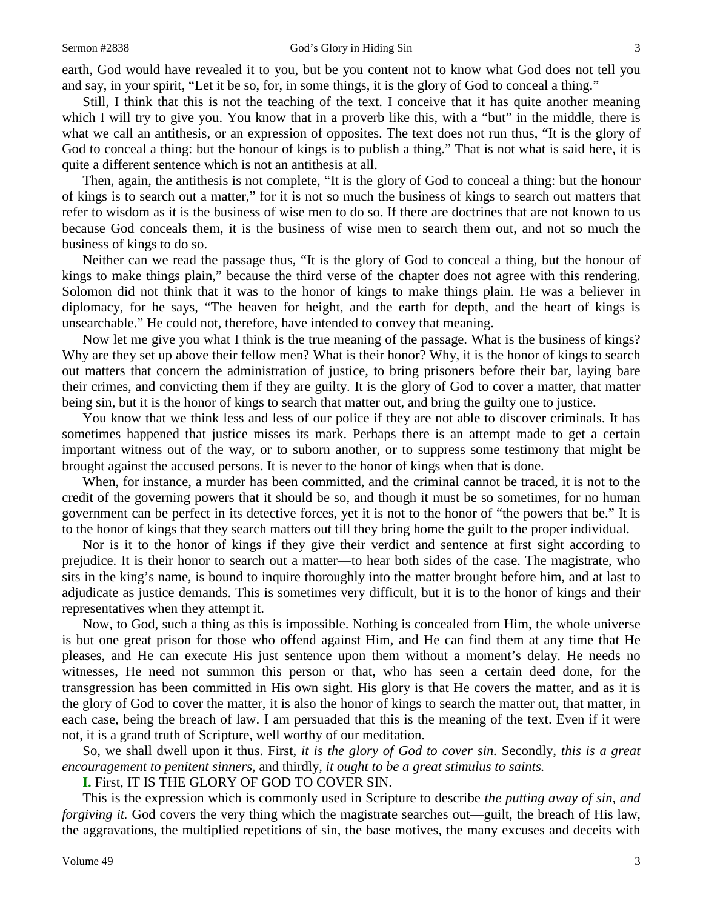earth, God would have revealed it to you, but be you content not to know what God does not tell you and say, in your spirit, "Let it be so, for, in some things, it is the glory of God to conceal a thing."

Still, I think that this is not the teaching of the text. I conceive that it has quite another meaning which I will try to give you. You know that in a proverb like this, with a "but" in the middle, there is what we call an antithesis, or an expression of opposites. The text does not run thus, "It is the glory of God to conceal a thing: but the honour of kings is to publish a thing." That is not what is said here, it is quite a different sentence which is not an antithesis at all.

Then, again, the antithesis is not complete, "It is the glory of God to conceal a thing: but the honour of kings is to search out a matter," for it is not so much the business of kings to search out matters that refer to wisdom as it is the business of wise men to do so. If there are doctrines that are not known to us because God conceals them, it is the business of wise men to search them out, and not so much the business of kings to do so.

Neither can we read the passage thus, "It is the glory of God to conceal a thing, but the honour of kings to make things plain," because the third verse of the chapter does not agree with this rendering. Solomon did not think that it was to the honor of kings to make things plain. He was a believer in diplomacy, for he says, "The heaven for height, and the earth for depth, and the heart of kings is unsearchable." He could not, therefore, have intended to convey that meaning.

Now let me give you what I think is the true meaning of the passage. What is the business of kings? Why are they set up above their fellow men? What is their honor? Why, it is the honor of kings to search out matters that concern the administration of justice, to bring prisoners before their bar, laying bare their crimes, and convicting them if they are guilty. It is the glory of God to cover a matter, that matter being sin, but it is the honor of kings to search that matter out, and bring the guilty one to justice.

You know that we think less and less of our police if they are not able to discover criminals. It has sometimes happened that justice misses its mark. Perhaps there is an attempt made to get a certain important witness out of the way, or to suborn another, or to suppress some testimony that might be brought against the accused persons. It is never to the honor of kings when that is done.

When, for instance, a murder has been committed, and the criminal cannot be traced, it is not to the credit of the governing powers that it should be so, and though it must be so sometimes, for no human government can be perfect in its detective forces, yet it is not to the honor of "the powers that be." It is to the honor of kings that they search matters out till they bring home the guilt to the proper individual.

Nor is it to the honor of kings if they give their verdict and sentence at first sight according to prejudice. It is their honor to search out a matter—to hear both sides of the case. The magistrate, who sits in the king's name, is bound to inquire thoroughly into the matter brought before him, and at last to adjudicate as justice demands. This is sometimes very difficult, but it is to the honor of kings and their representatives when they attempt it.

Now, to God, such a thing as this is impossible. Nothing is concealed from Him, the whole universe is but one great prison for those who offend against Him, and He can find them at any time that He pleases, and He can execute His just sentence upon them without a moment's delay. He needs no witnesses, He need not summon this person or that, who has seen a certain deed done, for the transgression has been committed in His own sight. His glory is that He covers the matter, and as it is the glory of God to cover the matter, it is also the honor of kings to search the matter out, that matter, in each case, being the breach of law. I am persuaded that this is the meaning of the text. Even if it were not, it is a grand truth of Scripture, well worthy of our meditation.

So, we shall dwell upon it thus. First, *it is the glory of God to cover sin.* Secondly, *this is a great encouragement to penitent sinners,* and thirdly, *it ought to be a great stimulus to saints.*

**I.** First, IT IS THE GLORY OF GOD TO COVER SIN.

This is the expression which is commonly used in Scripture to describe *the putting away of sin, and forgiving it.* God covers the very thing which the magistrate searches out—guilt, the breach of His law, the aggravations, the multiplied repetitions of sin, the base motives, the many excuses and deceits with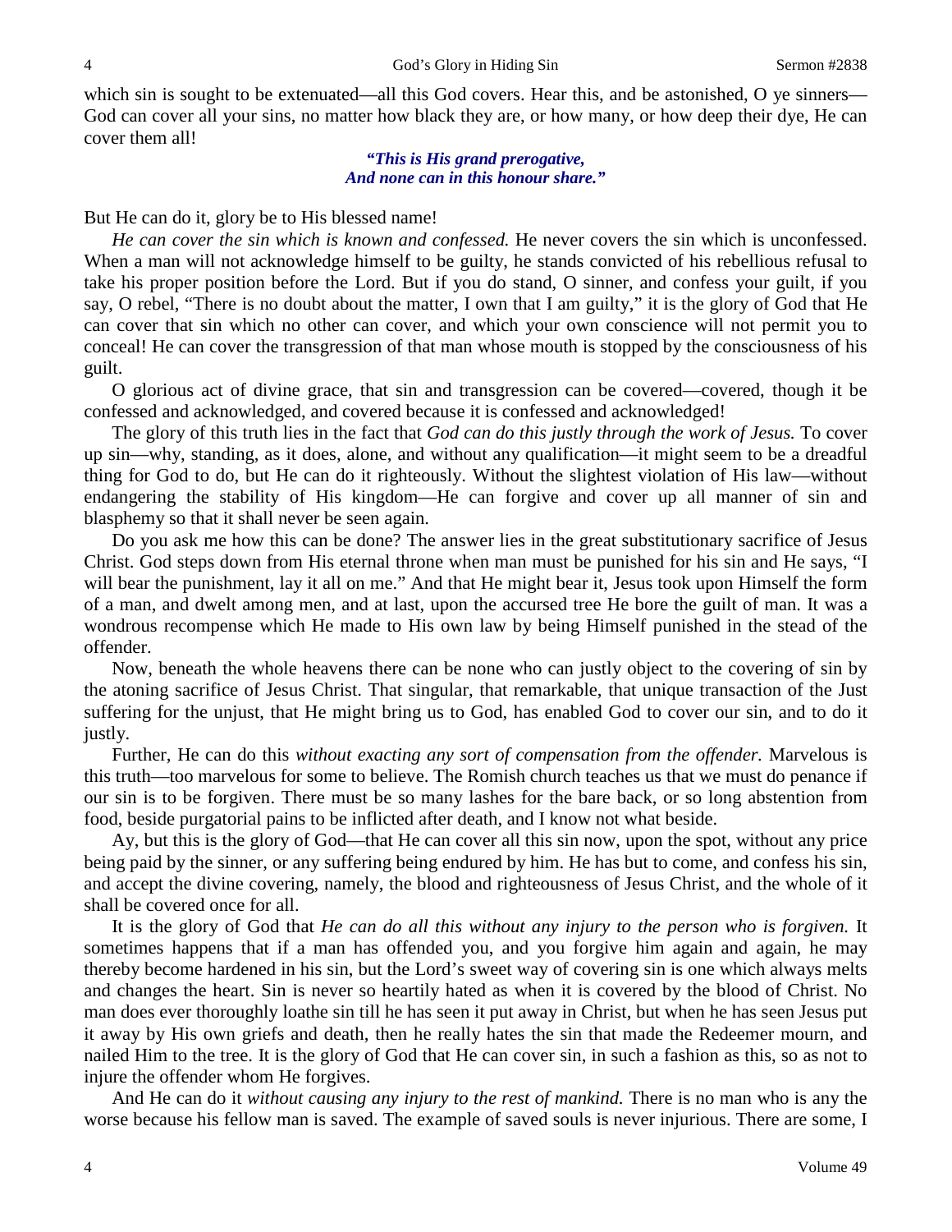which sin is sought to be extenuated—all this God covers. Hear this, and be astonished, O ye sinners—God can cover all your sins, no matter how black they are, or how many, or how deep their dye, He can cover them all!

> ***"This is His grand prerogative,***
> ***And none can in this honour share."***

But He can do it, glory be to His blessed name!

*He can cover the sin which is known and confessed.* He never covers the sin which is unconfessed. When a man will not acknowledge himself to be guilty, he stands convicted of his rebellious refusal to take his proper position before the Lord. But if you do stand, O sinner, and confess your guilt, if you say, O rebel, "There is no doubt about the matter, I own that I am guilty," it is the glory of God that He can cover that sin which no other can cover, and which your own conscience will not permit you to conceal! He can cover the transgression of that man whose mouth is stopped by the consciousness of his guilt.

O glorious act of divine grace, that sin and transgression can be covered—covered, though it be confessed and acknowledged, and covered because it is confessed and acknowledged!

The glory of this truth lies in the fact that *God can do this justly through the work of Jesus.* To cover up sin—why, standing, as it does, alone, and without any qualification—it might seem to be a dreadful thing for God to do, but He can do it righteously. Without the slightest violation of His law—without endangering the stability of His kingdom—He can forgive and cover up all manner of sin and blasphemy so that it shall never be seen again.

Do you ask me how this can be done? The answer lies in the great substitutionary sacrifice of Jesus Christ. God steps down from His eternal throne when man must be punished for his sin and He says, "I will bear the punishment, lay it all on me." And that He might bear it, Jesus took upon Himself the form of a man, and dwelt among men, and at last, upon the accursed tree He bore the guilt of man. It was a wondrous recompense which He made to His own law by being Himself punished in the stead of the offender.

Now, beneath the whole heavens there can be none who can justly object to the covering of sin by the atoning sacrifice of Jesus Christ. That singular, that remarkable, that unique transaction of the Just suffering for the unjust, that He might bring us to God, has enabled God to cover our sin, and to do it justly.

Further, He can do this *without exacting any sort of compensation from the offender.* Marvelous is this truth—too marvelous for some to believe. The Romish church teaches us that we must do penance if our sin is to be forgiven. There must be so many lashes for the bare back, or so long abstention from food, beside purgatorial pains to be inflicted after death, and I know not what beside.

Ay, but this is the glory of God—that He can cover all this sin now, upon the spot, without any price being paid by the sinner, or any suffering being endured by him. He has but to come, and confess his sin, and accept the divine covering, namely, the blood and righteousness of Jesus Christ, and the whole of it shall be covered once for all.

It is the glory of God that *He can do all this without any injury to the person who is forgiven.* It sometimes happens that if a man has offended you, and you forgive him again and again, he may thereby become hardened in his sin, but the Lord's sweet way of covering sin is one which always melts and changes the heart. Sin is never so heartily hated as when it is covered by the blood of Christ. No man does ever thoroughly loathe sin till he has seen it put away in Christ, but when he has seen Jesus put it away by His own griefs and death, then he really hates the sin that made the Redeemer mourn, and nailed Him to the tree. It is the glory of God that He can cover sin, in such a fashion as this, so as not to injure the offender whom He forgives.

And He can do it *without causing any injury to the rest of mankind.* There is no man who is any the worse because his fellow man is saved. The example of saved souls is never injurious. There are some, I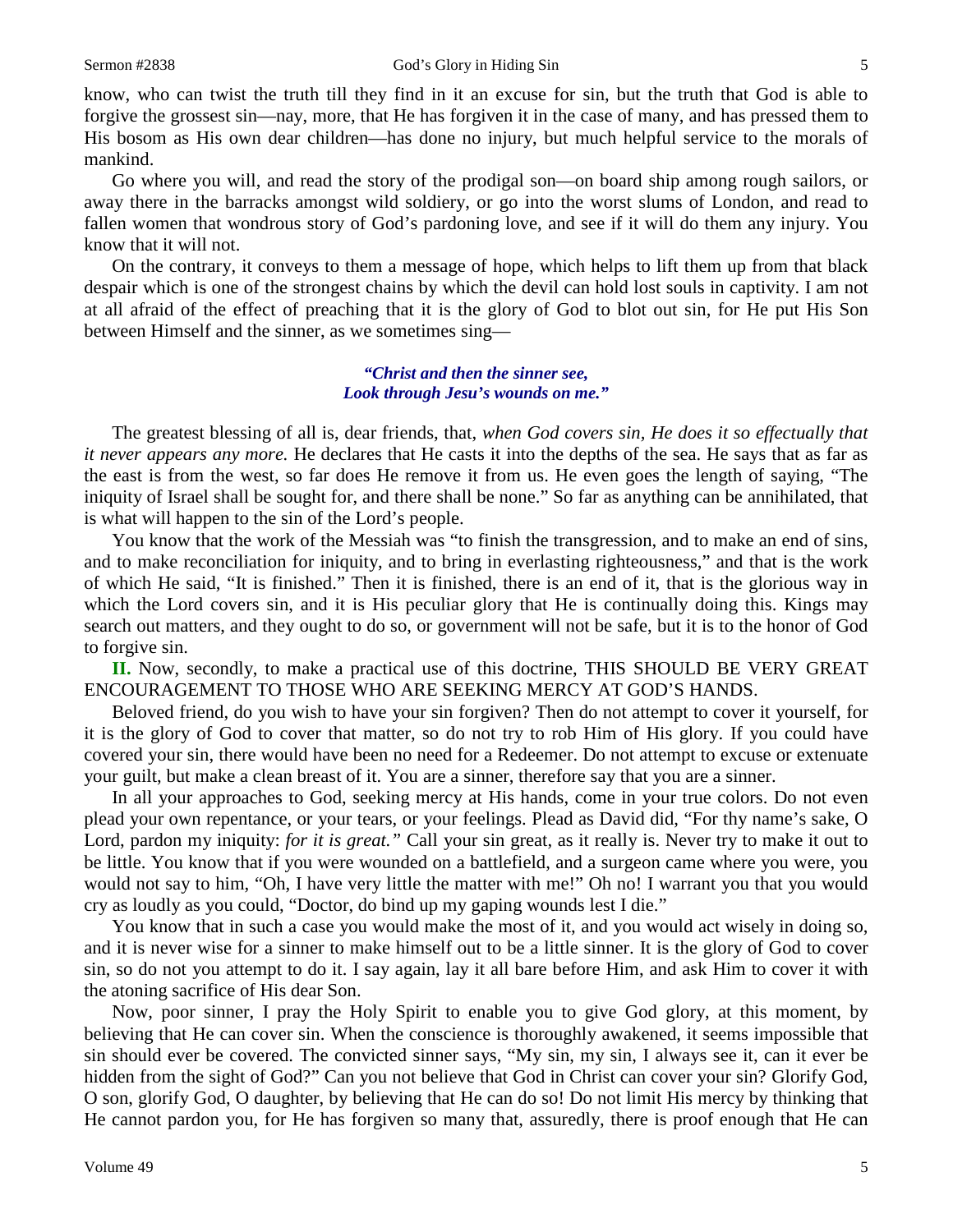know, who can twist the truth till they find in it an excuse for sin, but the truth that God is able to forgive the grossest sin—nay, more, that He has forgiven it in the case of many, and has pressed them to His bosom as His own dear children—has done no injury, but much helpful service to the morals of mankind.

Go where you will, and read the story of the prodigal son—on board ship among rough sailors, or away there in the barracks amongst wild soldiery, or go into the worst slums of London, and read to fallen women that wondrous story of God's pardoning love, and see if it will do them any injury. You know that it will not.

On the contrary, it conveys to them a message of hope, which helps to lift them up from that black despair which is one of the strongest chains by which the devil can hold lost souls in captivity. I am not at all afraid of the effect of preaching that it is the glory of God to blot out sin, for He put His Son between Himself and the sinner, as we sometimes sing—

> ***"Christ and then the sinner see,***
> ***Look through Jesu's wounds on me."***

The greatest blessing of all is, dear friends, that, *when God covers sin, He does it so effectually that it never appears any more.* He declares that He casts it into the depths of the sea. He says that as far as the east is from the west, so far does He remove it from us. He even goes the length of saying, "The iniquity of Israel shall be sought for, and there shall be none." So far as anything can be annihilated, that is what will happen to the sin of the Lord's people.

You know that the work of the Messiah was "to finish the transgression, and to make an end of sins, and to make reconciliation for iniquity, and to bring in everlasting righteousness," and that is the work of which He said, "It is finished." Then it is finished, there is an end of it, that is the glorious way in which the Lord covers sin, and it is His peculiar glory that He is continually doing this. Kings may search out matters, and they ought to do so, or government will not be safe, but it is to the honor of God to forgive sin.

**II.** Now, secondly, to make a practical use of this doctrine, THIS SHOULD BE VERY GREAT ENCOURAGEMENT TO THOSE WHO ARE SEEKING MERCY AT GOD'S HANDS.

Beloved friend, do you wish to have your sin forgiven? Then do not attempt to cover it yourself, for it is the glory of God to cover that matter, so do not try to rob Him of His glory. If you could have covered your sin, there would have been no need for a Redeemer. Do not attempt to excuse or extenuate your guilt, but make a clean breast of it. You are a sinner, therefore say that you are a sinner.

In all your approaches to God, seeking mercy at His hands, come in your true colors. Do not even plead your own repentance, or your tears, or your feelings. Plead as David did, "For thy name's sake, O Lord, pardon my iniquity: *for it is great."* Call your sin great, as it really is. Never try to make it out to be little. You know that if you were wounded on a battlefield, and a surgeon came where you were, you would not say to him, "Oh, I have very little the matter with me!" Oh no! I warrant you that you would cry as loudly as you could, "Doctor, do bind up my gaping wounds lest I die."

You know that in such a case you would make the most of it, and you would act wisely in doing so, and it is never wise for a sinner to make himself out to be a little sinner. It is the glory of God to cover sin, so do not you attempt to do it. I say again, lay it all bare before Him, and ask Him to cover it with the atoning sacrifice of His dear Son.

Now, poor sinner, I pray the Holy Spirit to enable you to give God glory, at this moment, by believing that He can cover sin. When the conscience is thoroughly awakened, it seems impossible that sin should ever be covered. The convicted sinner says, "My sin, my sin, I always see it, can it ever be hidden from the sight of God?" Can you not believe that God in Christ can cover your sin? Glorify God, O son, glorify God, O daughter, by believing that He can do so! Do not limit His mercy by thinking that He cannot pardon you, for He has forgiven so many that, assuredly, there is proof enough that He can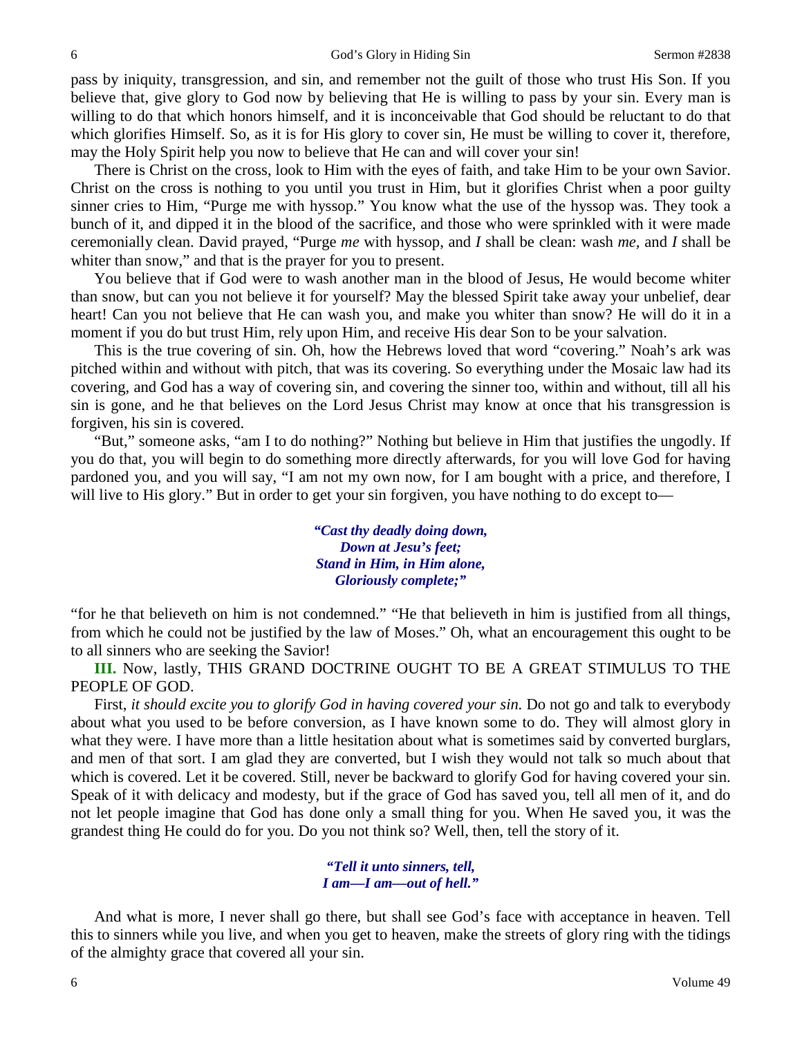pass by iniquity, transgression, and sin, and remember not the guilt of those who trust His Son. If you believe that, give glory to God now by believing that He is willing to pass by your sin. Every man is willing to do that which honors himself, and it is inconceivable that God should be reluctant to do that which glorifies Himself. So, as it is for His glory to cover sin, He must be willing to cover it, therefore, may the Holy Spirit help you now to believe that He can and will cover your sin!

There is Christ on the cross, look to Him with the eyes of faith, and take Him to be your own Savior. Christ on the cross is nothing to you until you trust in Him, but it glorifies Christ when a poor guilty sinner cries to Him, "Purge me with hyssop." You know what the use of the hyssop was. They took a bunch of it, and dipped it in the blood of the sacrifice, and those who were sprinkled with it were made ceremonially clean. David prayed, "Purge *me* with hyssop, and *I* shall be clean: wash *me*, and *I* shall be whiter than snow," and that is the prayer for you to present.

You believe that if God were to wash another man in the blood of Jesus, He would become whiter than snow, but can you not believe it for yourself? May the blessed Spirit take away your unbelief, dear heart! Can you not believe that He can wash you, and make you whiter than snow? He will do it in a moment if you do but trust Him, rely upon Him, and receive His dear Son to be your salvation.

This is the true covering of sin. Oh, how the Hebrews loved that word "covering." Noah's ark was pitched within and without with pitch, that was its covering. So everything under the Mosaic law had its covering, and God has a way of covering sin, and covering the sinner too, within and without, till all his sin is gone, and he that believes on the Lord Jesus Christ may know at once that his transgression is forgiven, his sin is covered.

"But," someone asks, "am I to do nothing?" Nothing but believe in Him that justifies the ungodly. If you do that, you will begin to do something more directly afterwards, for you will love God for having pardoned you, and you will say, "I am not my own now, for I am bought with a price, and therefore, I will live to His glory." But in order to get your sin forgiven, you have nothing to do except to—

> ***"Cast thy deadly doing down,***
> ***Down at Jesu's feet;***
> ***Stand in Him, in Him alone,***
> ***Gloriously complete;"***

"for he that believeth on him is not condemned." "He that believeth in him is justified from all things, from which he could not be justified by the law of Moses." Oh, what an encouragement this ought to be to all sinners who are seeking the Savior!

**III.** Now, lastly, THIS GRAND DOCTRINE OUGHT TO BE A GREAT STIMULUS TO THE PEOPLE OF GOD.

First, *it should excite you to glorify God in having covered your sin.* Do not go and talk to everybody about what you used to be before conversion, as I have known some to do. They will almost glory in what they were. I have more than a little hesitation about what is sometimes said by converted burglars, and men of that sort. I am glad they are converted, but I wish they would not talk so much about that which is covered. Let it be covered. Still, never be backward to glorify God for having covered your sin. Speak of it with delicacy and modesty, but if the grace of God has saved you, tell all men of it, and do not let people imagine that God has done only a small thing for you. When He saved you, it was the grandest thing He could do for you. Do you not think so? Well, then, tell the story of it.

> ***"Tell it unto sinners, tell,***
> ***I am—I am—out of hell."***

And what is more, I never shall go there, but shall see God's face with acceptance in heaven. Tell this to sinners while you live, and when you get to heaven, make the streets of glory ring with the tidings of the almighty grace that covered all your sin.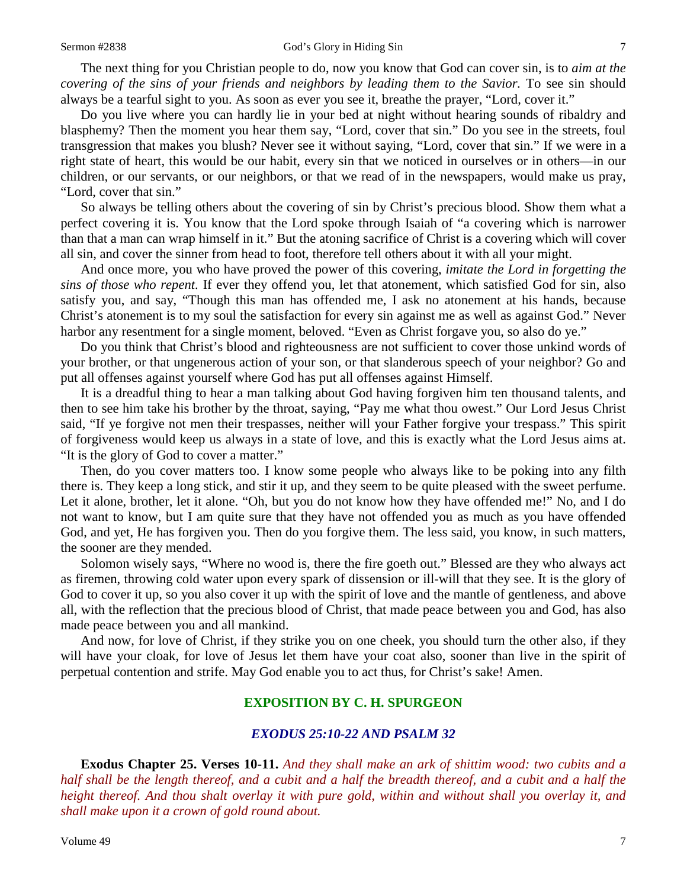The next thing for you Christian people to do, now you know that God can cover sin, is to *aim at the covering of the sins of your friends and neighbors by leading them to the Savior.* To see sin should always be a tearful sight to you. As soon as ever you see it, breathe the prayer, "Lord, cover it."

Do you live where you can hardly lie in your bed at night without hearing sounds of ribaldry and blasphemy? Then the moment you hear them say, "Lord, cover that sin." Do you see in the streets, foul transgression that makes you blush? Never see it without saying, "Lord, cover that sin." If we were in a right state of heart, this would be our habit, every sin that we noticed in ourselves or in others—in our children, or our servants, or our neighbors, or that we read of in the newspapers, would make us pray, "Lord, cover that sin."

So always be telling others about the covering of sin by Christ's precious blood. Show them what a perfect covering it is. You know that the Lord spoke through Isaiah of "a covering which is narrower than that a man can wrap himself in it." But the atoning sacrifice of Christ is a covering which will cover all sin, and cover the sinner from head to foot, therefore tell others about it with all your might.

And once more, you who have proved the power of this covering, *imitate the Lord in forgetting the sins of those who repent*. If ever they offend you, let that atonement, which satisfied God for sin, also satisfy you, and say, "Though this man has offended me, I ask no atonement at his hands, because Christ's atonement is to my soul the satisfaction for every sin against me as well as against God." Never harbor any resentment for a single moment, beloved. "Even as Christ forgave you, so also do ye."

Do you think that Christ's blood and righteousness are not sufficient to cover those unkind words of your brother, or that ungenerous action of your son, or that slanderous speech of your neighbor? Go and put all offenses against yourself where God has put all offenses against Himself.

It is a dreadful thing to hear a man talking about God having forgiven him ten thousand talents, and then to see him take his brother by the throat, saying, "Pay me what thou owest." Our Lord Jesus Christ said, "If ye forgive not men their trespasses, neither will your Father forgive your trespass." This spirit of forgiveness would keep us always in a state of love, and this is exactly what the Lord Jesus aims at. "It is the glory of God to cover a matter."

Then, do you cover matters too. I know some people who always like to be poking into any filth there is. They keep a long stick, and stir it up, and they seem to be quite pleased with the sweet perfume. Let it alone, brother, let it alone. "Oh, but you do not know how they have offended me!" No, and I do not want to know, but I am quite sure that they have not offended you as much as you have offended God, and yet, He has forgiven you. Then do you forgive them. The less said, you know, in such matters, the sooner are they mended.

Solomon wisely says, "Where no wood is, there the fire goeth out." Blessed are they who always act as firemen, throwing cold water upon every spark of dissension or ill-will that they see. It is the glory of God to cover it up, so you also cover it up with the spirit of love and the mantle of gentleness, and above all, with the reflection that the precious blood of Christ, that made peace between you and God, has also made peace between you and all mankind.

And now, for love of Christ, if they strike you on one cheek, you should turn the other also, if they will have your cloak, for love of Jesus let them have your coat also, sooner than live in the spirit of perpetual contention and strife. May God enable you to act thus, for Christ's sake! Amen.

## EXPOSITION BY C. H. SPURGEON

### *EXODUS 25:10-22 AND PSALM 32*

**Exodus Chapter 25. Verses 10-11.** *And they shall make an ark of shittim wood: two cubits and a half shall be the length thereof, and a cubit and a half the breadth thereof, and a cubit and a half the height thereof. And thou shalt overlay it with pure gold, within and without shall you overlay it, and shall make upon it a crown of gold round about.*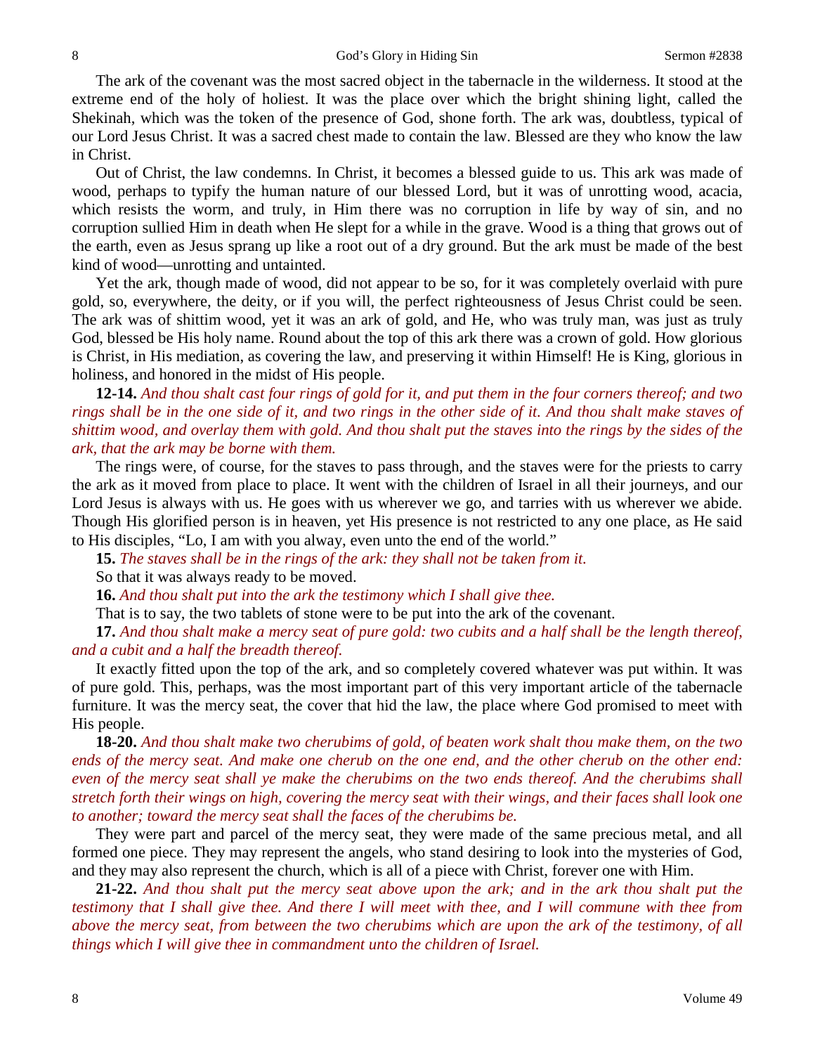The ark of the covenant was the most sacred object in the tabernacle in the wilderness. It stood at the extreme end of the holy of holiest. It was the place over which the bright shining light, called the Shekinah, which was the token of the presence of God, shone forth. The ark was, doubtless, typical of our Lord Jesus Christ. It was a sacred chest made to contain the law. Blessed are they who know the law in Christ.

Out of Christ, the law condemns. In Christ, it becomes a blessed guide to us. This ark was made of wood, perhaps to typify the human nature of our blessed Lord, but it was of unrotting wood, acacia, which resists the worm, and truly, in Him there was no corruption in life by way of sin, and no corruption sullied Him in death when He slept for a while in the grave. Wood is a thing that grows out of the earth, even as Jesus sprang up like a root out of a dry ground. But the ark must be made of the best kind of wood—unrotting and untainted.

Yet the ark, though made of wood, did not appear to be so, for it was completely overlaid with pure gold, so, everywhere, the deity, or if you will, the perfect righteousness of Jesus Christ could be seen. The ark was of shittim wood, yet it was an ark of gold, and He, who was truly man, was just as truly God, blessed be His holy name. Round about the top of this ark there was a crown of gold. How glorious is Christ, in His mediation, as covering the law, and preserving it within Himself! He is King, glorious in holiness, and honored in the midst of His people.

**12-14.** *And thou shalt cast four rings of gold for it, and put them in the four corners thereof; and two rings shall be in the one side of it, and two rings in the other side of it. And thou shalt make staves of shittim wood, and overlay them with gold. And thou shalt put the staves into the rings by the sides of the ark, that the ark may be borne with them.*

The rings were, of course, for the staves to pass through, and the staves were for the priests to carry the ark as it moved from place to place. It went with the children of Israel in all their journeys, and our Lord Jesus is always with us. He goes with us wherever we go, and tarries with us wherever we abide. Though His glorified person is in heaven, yet His presence is not restricted to any one place, as He said to His disciples, "Lo, I am with you alway, even unto the end of the world."

**15.** *The staves shall be in the rings of the ark: they shall not be taken from it.*

So that it was always ready to be moved.

**16.** *And thou shalt put into the ark the testimony which I shall give thee.*

That is to say, the two tablets of stone were to be put into the ark of the covenant.

**17.** *And thou shalt make a mercy seat of pure gold: two cubits and a half shall be the length thereof, and a cubit and a half the breadth thereof.*

It exactly fitted upon the top of the ark, and so completely covered whatever was put within. It was of pure gold. This, perhaps, was the most important part of this very important article of the tabernacle furniture. It was the mercy seat, the cover that hid the law, the place where God promised to meet with His people.

**18-20.** *And thou shalt make two cherubims of gold, of beaten work shalt thou make them, on the two ends of the mercy seat. And make one cherub on the one end, and the other cherub on the other end: even of the mercy seat shall ye make the cherubims on the two ends thereof. And the cherubims shall stretch forth their wings on high, covering the mercy seat with their wings, and their faces shall look one to another; toward the mercy seat shall the faces of the cherubims be.*

They were part and parcel of the mercy seat, they were made of the same precious metal, and all formed one piece. They may represent the angels, who stand desiring to look into the mysteries of God, and they may also represent the church, which is all of a piece with Christ, forever one with Him.

**21-22.** *And thou shalt put the mercy seat above upon the ark; and in the ark thou shalt put the testimony that I shall give thee. And there I will meet with thee, and I will commune with thee from above the mercy seat, from between the two cherubims which are upon the ark of the testimony, of all things which I will give thee in commandment unto the children of Israel.*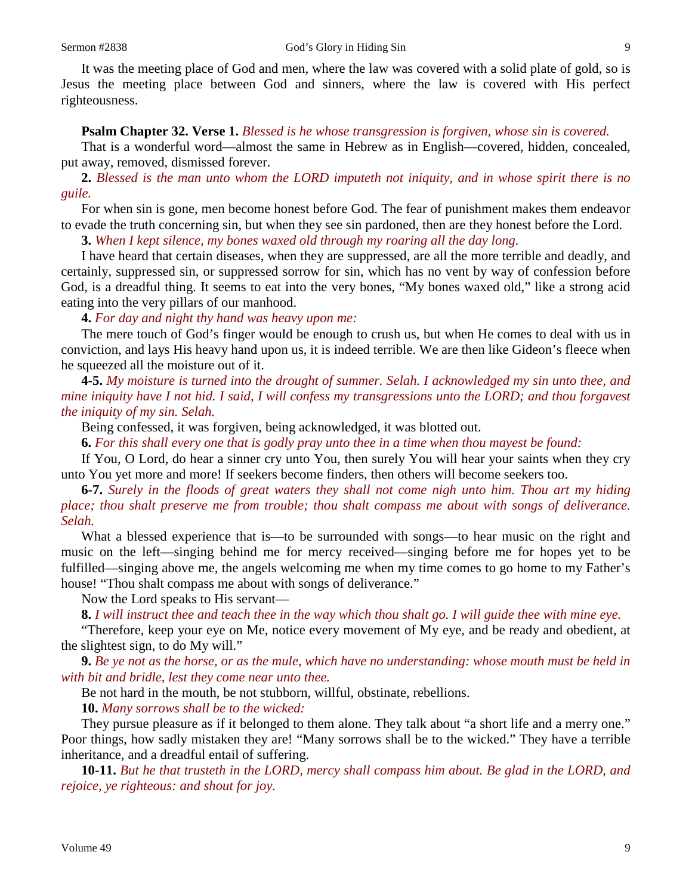It was the meeting place of God and men, where the law was covered with a solid plate of gold, so is Jesus the meeting place between God and sinners, where the law is covered with His perfect righteousness.

**Psalm Chapter 32. Verse 1.** *Blessed is he whose transgression is forgiven, whose sin is covered.*

That is a wonderful word—almost the same in Hebrew as in English—covered, hidden, concealed, put away, removed, dismissed forever.

**2.** *Blessed is the man unto whom the LORD imputeth not iniquity, and in whose spirit there is no guile.*

For when sin is gone, men become honest before God. The fear of punishment makes them endeavor to evade the truth concerning sin, but when they see sin pardoned, then are they honest before the Lord.

**3.** *When I kept silence, my bones waxed old through my roaring all the day long.*

I have heard that certain diseases, when they are suppressed, are all the more terrible and deadly, and certainly, suppressed sin, or suppressed sorrow for sin, which has no vent by way of confession before God, is a dreadful thing. It seems to eat into the very bones, "My bones waxed old," like a strong acid eating into the very pillars of our manhood.

**4.** *For day and night thy hand was heavy upon me:*

The mere touch of God's finger would be enough to crush us, but when He comes to deal with us in conviction, and lays His heavy hand upon us, it is indeed terrible. We are then like Gideon's fleece when he squeezed all the moisture out of it.

**4-5.** *My moisture is turned into the drought of summer. Selah. I acknowledged my sin unto thee, and mine iniquity have I not hid. I said, I will confess my transgressions unto the LORD; and thou forgavest the iniquity of my sin. Selah.*

Being confessed, it was forgiven, being acknowledged, it was blotted out.

**6.** *For this shall every one that is godly pray unto thee in a time when thou mayest be found:*

If You, O Lord, do hear a sinner cry unto You, then surely You will hear your saints when they cry unto You yet more and more! If seekers become finders, then others will become seekers too.

**6-7.** *Surely in the floods of great waters they shall not come nigh unto him. Thou art my hiding place; thou shalt preserve me from trouble; thou shalt compass me about with songs of deliverance. Selah.*

What a blessed experience that is—to be surrounded with songs—to hear music on the right and music on the left—singing behind me for mercy received—singing before me for hopes yet to be fulfilled—singing above me, the angels welcoming me when my time comes to go home to my Father's house! "Thou shalt compass me about with songs of deliverance."

Now the Lord speaks to His servant—

**8.** *I will instruct thee and teach thee in the way which thou shalt go. I will guide thee with mine eye.*

"Therefore, keep your eye on Me, notice every movement of My eye, and be ready and obedient, at the slightest sign, to do My will."

**9.** *Be ye not as the horse, or as the mule, which have no understanding: whose mouth must be held in with bit and bridle, lest they come near unto thee.*

Be not hard in the mouth, be not stubborn, willful, obstinate, rebellions.

**10.** *Many sorrows shall be to the wicked:*

They pursue pleasure as if it belonged to them alone. They talk about "a short life and a merry one." Poor things, how sadly mistaken they are! "Many sorrows shall be to the wicked." They have a terrible inheritance, and a dreadful entail of suffering.

**10-11.** *But he that trusteth in the LORD, mercy shall compass him about. Be glad in the LORD, and rejoice, ye righteous: and shout for joy.*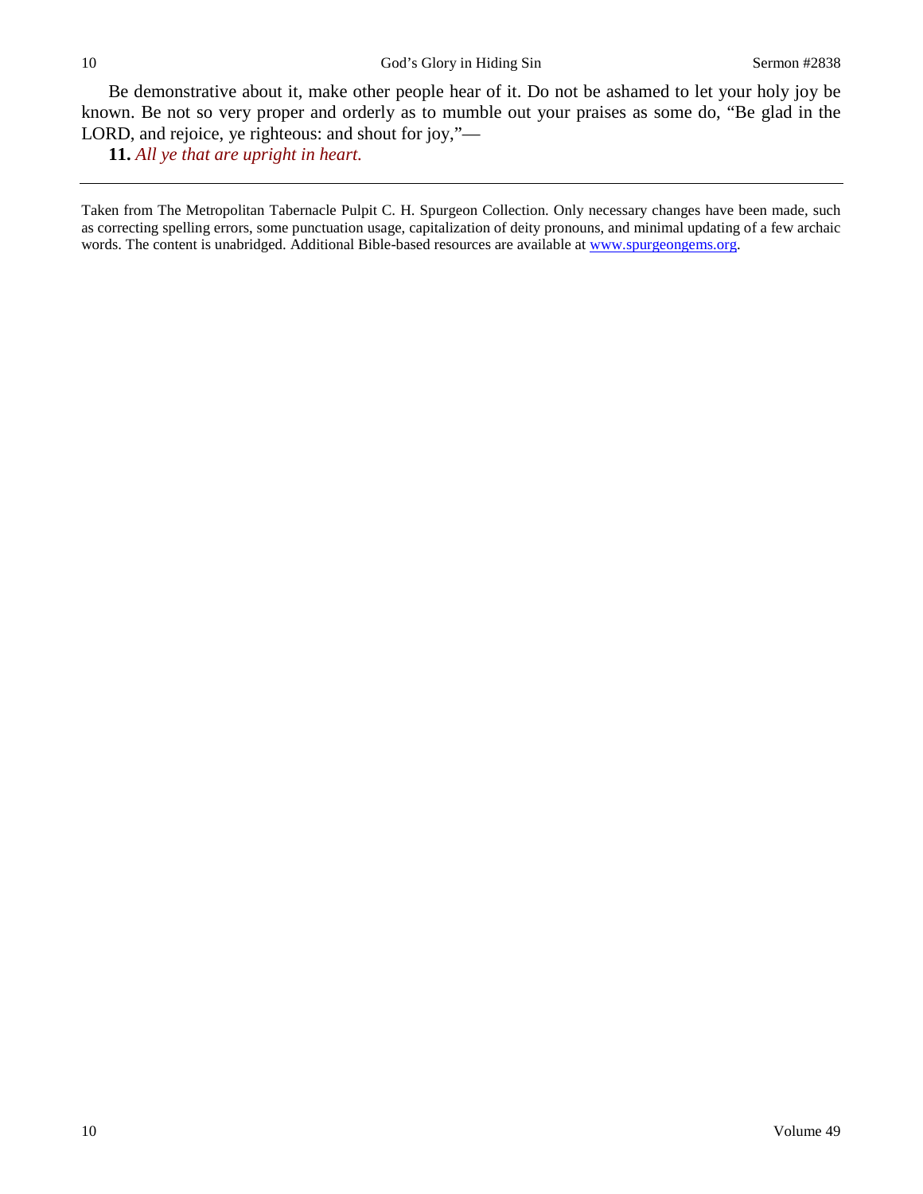Be demonstrative about it, make other people hear of it. Do not be ashamed to let your holy joy be known. Be not so very proper and orderly as to mumble out your praises as some do, "Be glad in the LORD, and rejoice, ye righteous: and shout for joy,"—

**11.** *All ye that are upright in heart.*

---

Taken from The Metropolitan Tabernacle Pulpit C. H. Spurgeon Collection. Only necessary changes have been made, such as correcting spelling errors, some punctuation usage, capitalization of deity pronouns, and minimal updating of a few archaic words. The content is unabridged. Additional Bible-based resources are available at www.spurgeongems.org.